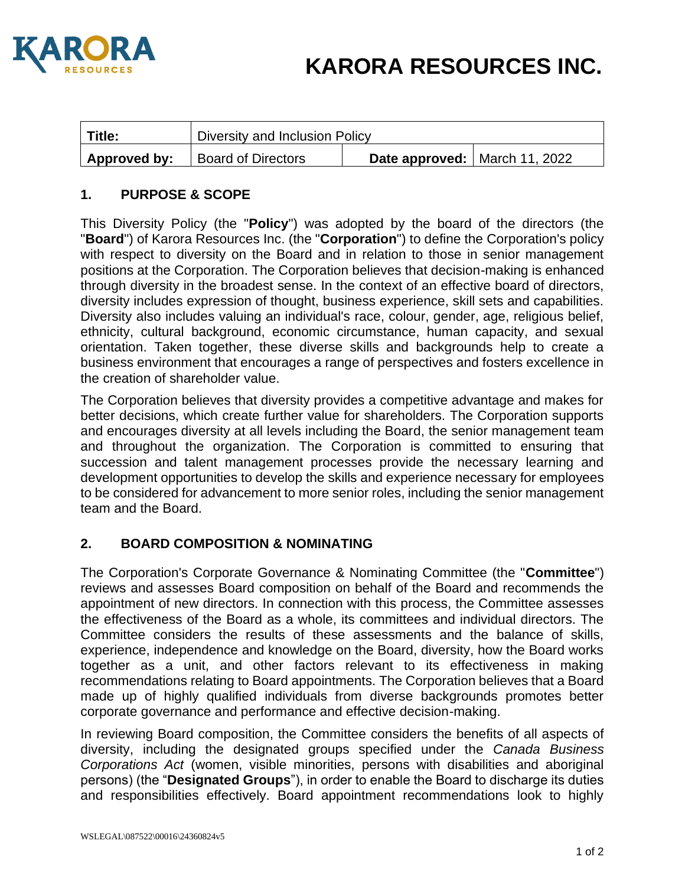# KARORA RESOURCES INC.

| | | | |
|---|---|---|---|
| **Title:** | Diversity and Inclusion Policy | | |
| **Approved by:** | Board of Directors | **Date approved:** | March 11, 2022 |

## 1. PURPOSE & SCOPE

This Diversity Policy (the "**Policy**") was adopted by the board of the directors (the "**Board**") of Karora Resources Inc. (the "**Corporation**") to define the Corporation's policy with respect to diversity on the Board and in relation to those in senior management positions at the Corporation. The Corporation believes that decision-making is enhanced through diversity in the broadest sense. In the context of an effective board of directors, diversity includes expression of thought, business experience, skill sets and capabilities. Diversity also includes valuing an individual's race, colour, gender, age, religious belief, ethnicity, cultural background, economic circumstance, human capacity, and sexual orientation. Taken together, these diverse skills and backgrounds help to create a business environment that encourages a range of perspectives and fosters excellence in the creation of shareholder value.

The Corporation believes that diversity provides a competitive advantage and makes for better decisions, which create further value for shareholders. The Corporation supports and encourages diversity at all levels including the Board, the senior management team and throughout the organization. The Corporation is committed to ensuring that succession and talent management processes provide the necessary learning and development opportunities to develop the skills and experience necessary for employees to be considered for advancement to more senior roles, including the senior management team and the Board.

## 2. BOARD COMPOSITION & NOMINATING

The Corporation's Corporate Governance & Nominating Committee (the "**Committee**") reviews and assesses Board composition on behalf of the Board and recommends the appointment of new directors. In connection with this process, the Committee assesses the effectiveness of the Board as a whole, its committees and individual directors. The Committee considers the results of these assessments and the balance of skills, experience, independence and knowledge on the Board, diversity, how the Board works together as a unit, and other factors relevant to its effectiveness in making recommendations relating to Board appointments. The Corporation believes that a Board made up of highly qualified individuals from diverse backgrounds promotes better corporate governance and performance and effective decision-making.

In reviewing Board composition, the Committee considers the benefits of all aspects of diversity, including the designated groups specified under the *Canada Business Corporations Act* (women, visible minorities, persons with disabilities and aboriginal persons) (the "**Designated Groups**"), in order to enable the Board to discharge its duties and responsibilities effectively. Board appointment recommendations look to highly

WSLEGAL\087522\00016\24360824v5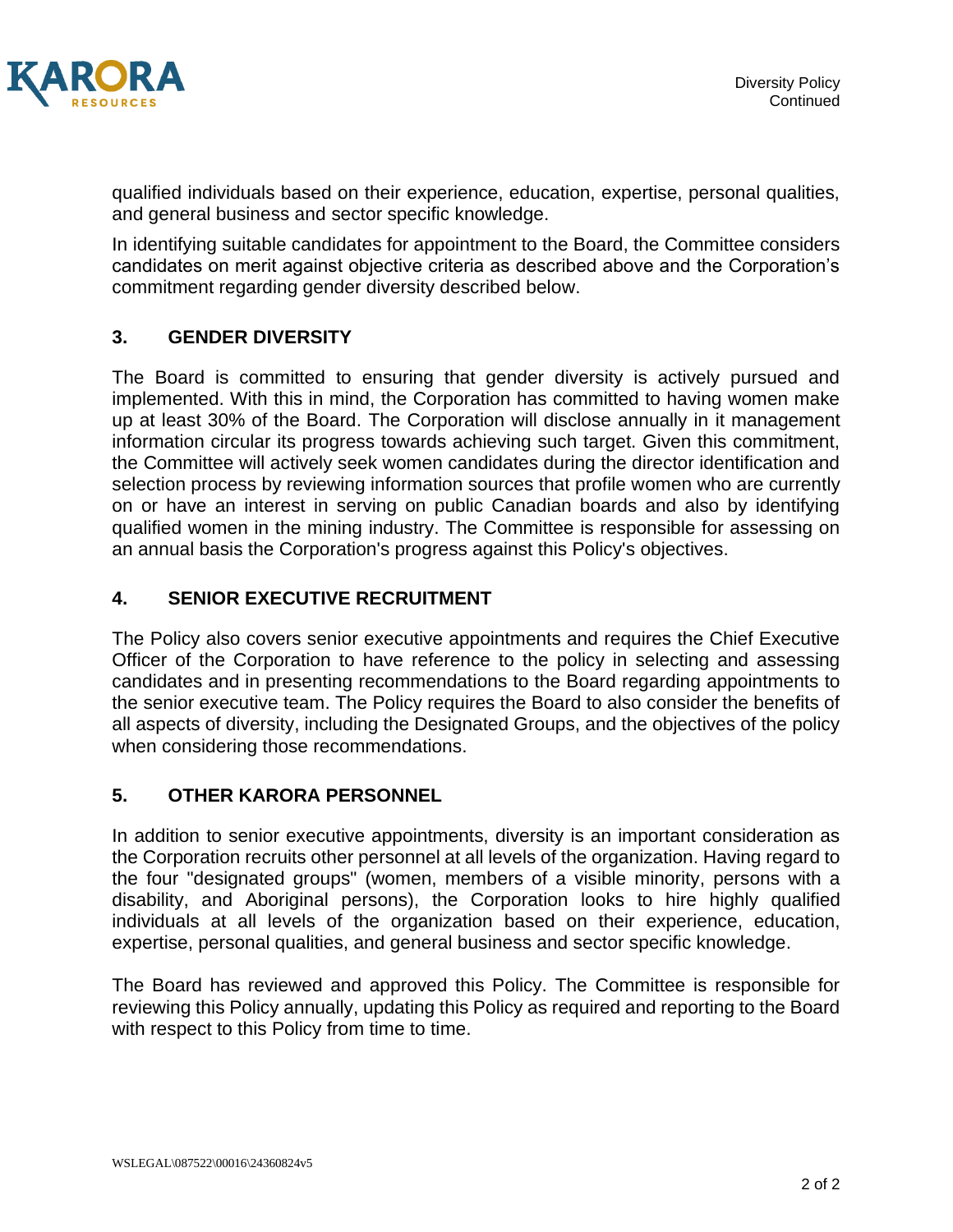qualified individuals based on their experience, education, expertise, personal qualities, and general business and sector specific knowledge.

In identifying suitable candidates for appointment to the Board, the Committee considers candidates on merit against objective criteria as described above and the Corporation's commitment regarding gender diversity described below.

## 3. GENDER DIVERSITY

The Board is committed to ensuring that gender diversity is actively pursued and implemented. With this in mind, the Corporation has committed to having women make up at least 30% of the Board. The Corporation will disclose annually in it management information circular its progress towards achieving such target. Given this commitment, the Committee will actively seek women candidates during the director identification and selection process by reviewing information sources that profile women who are currently on or have an interest in serving on public Canadian boards and also by identifying qualified women in the mining industry. The Committee is responsible for assessing on an annual basis the Corporation's progress against this Policy's objectives.

## 4. SENIOR EXECUTIVE RECRUITMENT

The Policy also covers senior executive appointments and requires the Chief Executive Officer of the Corporation to have reference to the policy in selecting and assessing candidates and in presenting recommendations to the Board regarding appointments to the senior executive team. The Policy requires the Board to also consider the benefits of all aspects of diversity, including the Designated Groups, and the objectives of the policy when considering those recommendations.

## 5. OTHER KARORA PERSONNEL

In addition to senior executive appointments, diversity is an important consideration as the Corporation recruits other personnel at all levels of the organization. Having regard to the four "designated groups" (women, members of a visible minority, persons with a disability, and Aboriginal persons), the Corporation looks to hire highly qualified individuals at all levels of the organization based on their experience, education, expertise, personal qualities, and general business and sector specific knowledge.

The Board has reviewed and approved this Policy. The Committee is responsible for reviewing this Policy annually, updating this Policy as required and reporting to the Board with respect to this Policy from time to time.

WSLEGAL\087522\00016\24360824v5